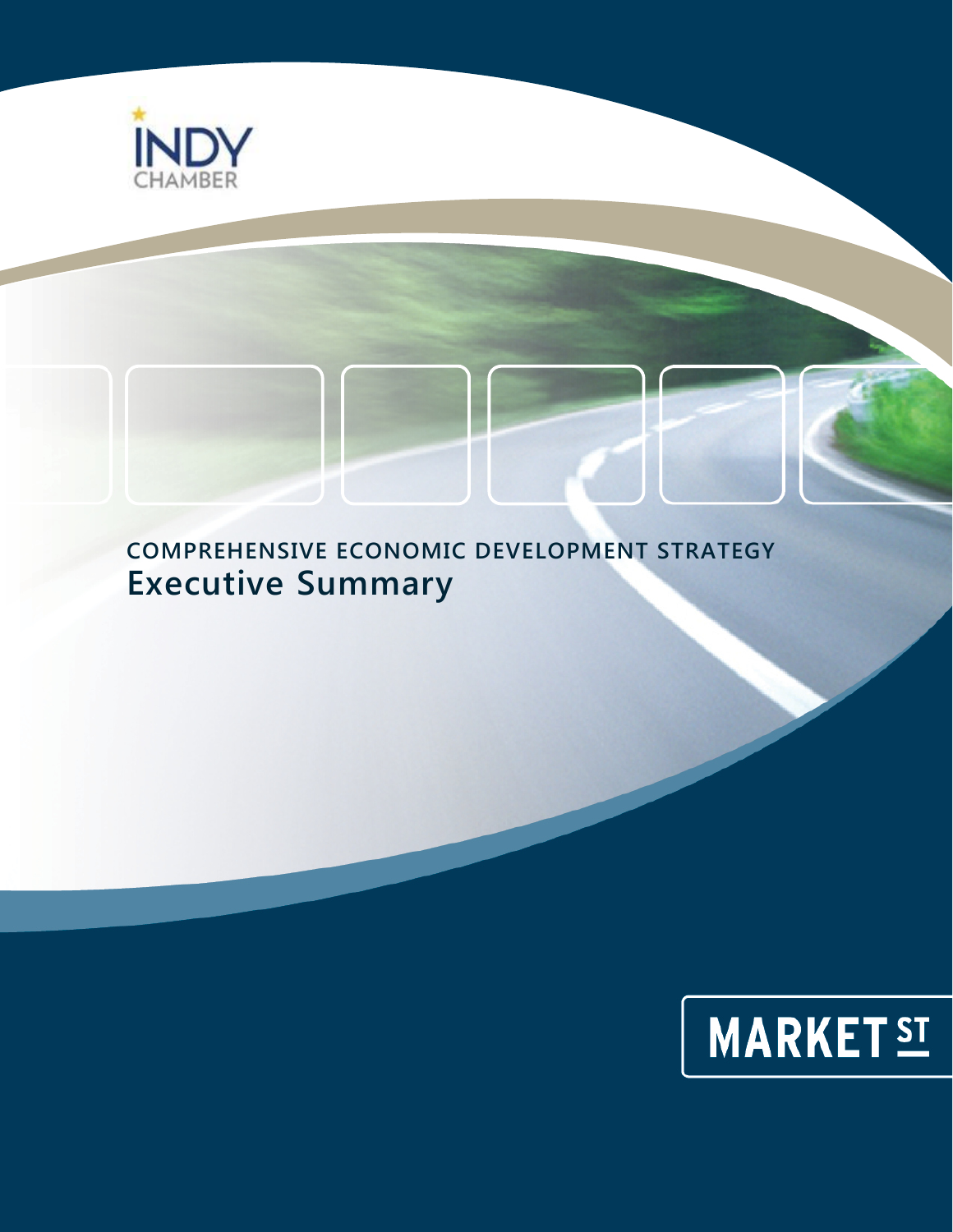INDY CHAMBER

# COMPREHENSIVE ECONOMIC DEVELOPMENT STRATEGY

## Executive Summary

MARKET ST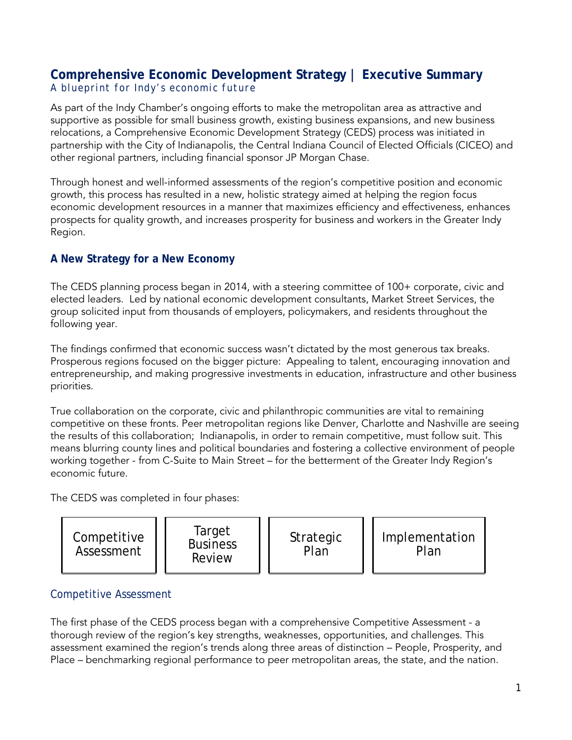# Comprehensive Economic Development Strategy | Executive Summary

*A blueprint for Indy's economic future*

As part of the Indy Chamber's ongoing efforts to make the metropolitan area as attractive and supportive as possible for small business growth, existing business expansions, and new business relocations, a Comprehensive Economic Development Strategy (CEDS) process was initiated in partnership with the City of Indianapolis, the Central Indiana Council of Elected Officials (CICEO) and other regional partners, including financial sponsor JP Morgan Chase.

Through honest and well-informed assessments of the region's competitive position and economic growth, this process has resulted in a new, holistic strategy aimed at helping the region focus economic development resources in a manner that maximizes efficiency and effectiveness, enhances prospects for quality growth, and increases prosperity for business and workers in the Greater Indy Region.

## A New Strategy for a New Economy

The CEDS planning process began in 2014, with a steering committee of 100+ corporate, civic and elected leaders. Led by national economic development consultants, Market Street Services, the group solicited input from thousands of employers, policymakers, and residents throughout the following year.

The findings confirmed that economic success wasn't dictated by the most generous tax breaks. Prosperous regions focused on the bigger picture: Appealing to talent, encouraging innovation and entrepreneurship, and making progressive investments in education, infrastructure and other business priorities.

True collaboration on the corporate, civic and philanthropic communities are vital to remaining competitive on these fronts. Peer metropolitan regions like Denver, Charlotte and Nashville are seeing the results of this collaboration; Indianapolis, in order to remain competitive, must follow suit. This means blurring county lines and political boundaries and fostering a collective environment of people working together - from C-Suite to Main Street – for the betterment of the Greater Indy Region's economic future.

The CEDS was completed in four phases:

| Competitive Assessment | Target Business Review | Strategic Plan | Implementation Plan |
|---|---|---|---|

### Competitive Assessment

The first phase of the CEDS process began with a comprehensive Competitive Assessment - a thorough review of the region's key strengths, weaknesses, opportunities, and challenges. This assessment examined the region's trends along three areas of distinction – People, Prosperity, and Place – benchmarking regional performance to peer metropolitan areas, the state, and the nation.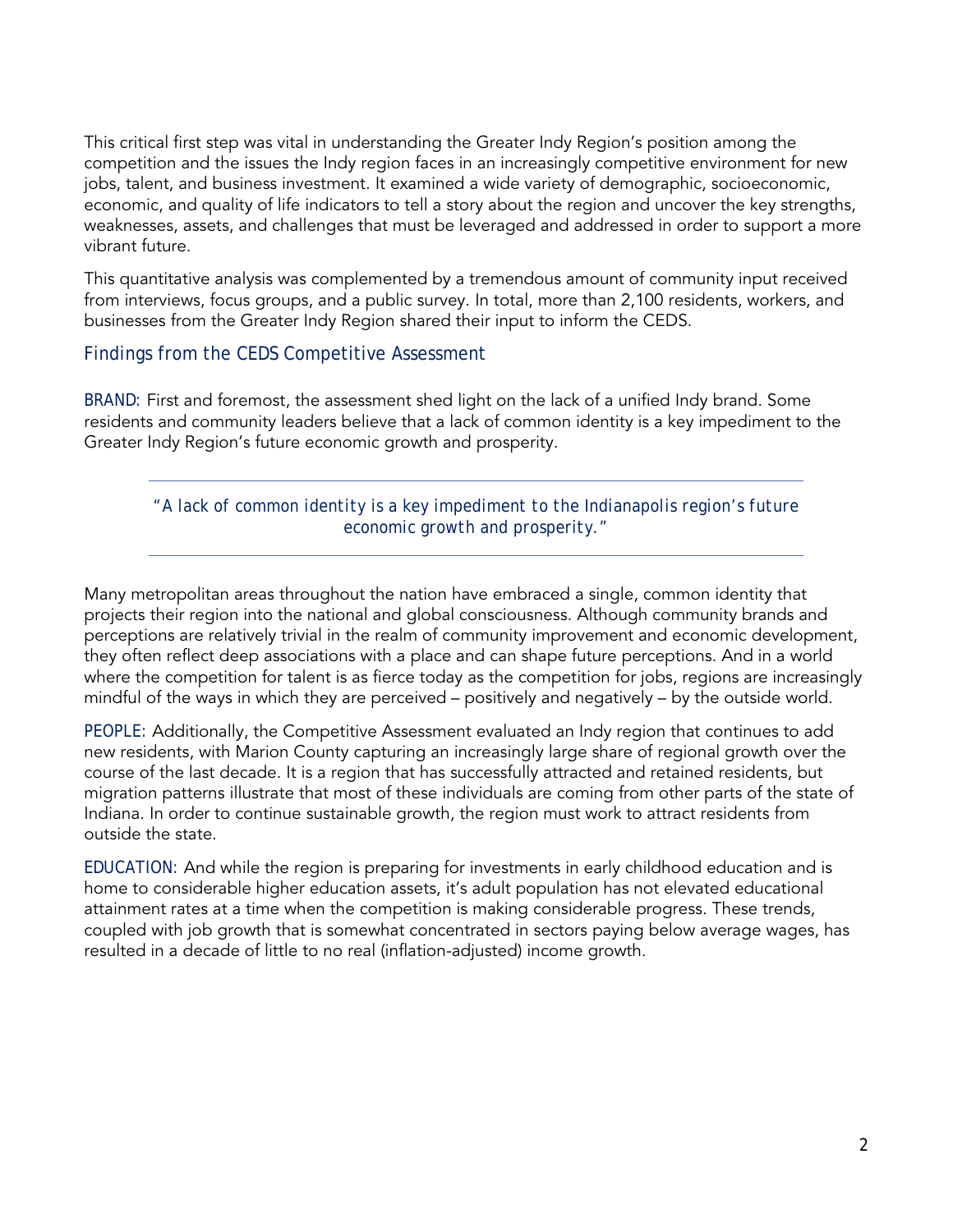This critical first step was vital in understanding the Greater Indy Region's position among the competition and the issues the Indy region faces in an increasingly competitive environment for new jobs, talent, and business investment. It examined a wide variety of demographic, socioeconomic, economic, and quality of life indicators to tell a story about the region and uncover the key strengths, weaknesses, assets, and challenges that must be leveraged and addressed in order to support a more vibrant future.

This quantitative analysis was complemented by a tremendous amount of community input received from interviews, focus groups, and a public survey. In total, more than 2,100 residents, workers, and businesses from the Greater Indy Region shared their input to inform the CEDS.

## Findings from the CEDS Competitive Assessment

BRAND: First and foremost, the assessment shed light on the lack of a unified Indy brand. Some residents and community leaders believe that a lack of common identity is a key impediment to the Greater Indy Region's future economic growth and prosperity.

---

*"A lack of common identity is a key impediment to the Indianapolis region's future economic growth and prosperity."*

---

Many metropolitan areas throughout the nation have embraced a single, common identity that projects their region into the national and global consciousness. Although community brands and perceptions are relatively trivial in the realm of community improvement and economic development, they often reflect deep associations with a place and can shape future perceptions. And in a world where the competition for talent is as fierce today as the competition for jobs, regions are increasingly mindful of the ways in which they are perceived – positively and negatively – by the outside world.

PEOPLE: Additionally, the Competitive Assessment evaluated an Indy region that continues to add new residents, with Marion County capturing an increasingly large share of regional growth over the course of the last decade. It is a region that has successfully attracted and retained residents, but migration patterns illustrate that most of these individuals are coming from other parts of the state of Indiana. In order to continue sustainable growth, the region must work to attract residents from outside the state.

EDUCATION: And while the region is preparing for investments in early childhood education and is home to considerable higher education assets, it's adult population has not elevated educational attainment rates at a time when the competition is making considerable progress. These trends, coupled with job growth that is somewhat concentrated in sectors paying below average wages, has resulted in a decade of little to no real (inflation-adjusted) income growth.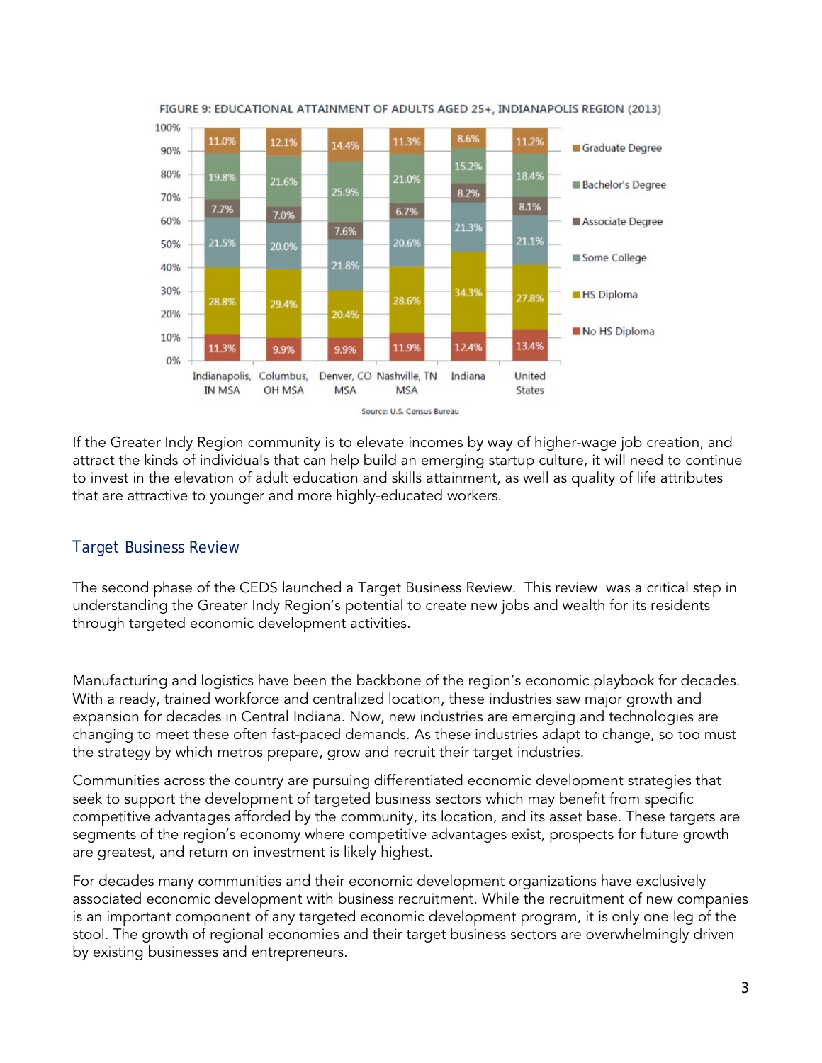FIGURE 9: EDUCATIONAL ATTAINMENT OF ADULTS AGED 25+, INDIANAPOLIS REGION (2013)

| | Indianapolis, IN MSA | Columbus, OH MSA | Denver, CO MSA | Nashville, TN MSA | Indiana | United States |
|---|---|---|---|---|---|---|
| Graduate Degree | 11.0% | 12.1% | 14.4% | 11.3% | 8.6% | 11.2% |
| Bachelor's Degree | 19.8% | 21.6% | 25.9% | 21.0% | 15.2% | 18.4% |
| Associate Degree | 7.7% | 7.0% | 7.6% | 6.7% | 8.2% | 8.1% |
| Some College | 21.5% | 20.0% | 21.8% | 20.6% | 21.3% | 21.1% |
| HS Diploma | 28.8% | 29.4% | 20.4% | 28.6% | 34.3% | 27.8% |
| No HS Diploma | 11.3% | 9.9% | 9.9% | 11.9% | 12.4% | 13.4% |

Source: U.S. Census Bureau

If the Greater Indy Region community is to elevate incomes by way of higher-wage job creation, and attract the kinds of individuals that can help build an emerging startup culture, it will need to continue to invest in the elevation of adult education and skills attainment, as well as quality of life attributes that are attractive to younger and more highly-educated workers.

## Target Business Review

The second phase of the CEDS launched a Target Business Review. This review was a critical step in understanding the Greater Indy Region's potential to create new jobs and wealth for its residents through targeted economic development activities.

Manufacturing and logistics have been the backbone of the region's economic playbook for decades. With a ready, trained workforce and centralized location, these industries saw major growth and expansion for decades in Central Indiana. Now, new industries are emerging and technologies are changing to meet these often fast-paced demands. As these industries adapt to change, so too must the strategy by which metros prepare, grow and recruit their target industries.

Communities across the country are pursuing differentiated economic development strategies that seek to support the development of targeted business sectors which may benefit from specific competitive advantages afforded by the community, its location, and its asset base. These targets are segments of the region's economy where competitive advantages exist, prospects for future growth are greatest, and return on investment is likely highest.

For decades many communities and their economic development organizations have exclusively associated economic development with business recruitment. While the recruitment of new companies is an important component of any targeted economic development program, it is only one leg of the stool. The growth of regional economies and their target business sectors are overwhelmingly driven by existing businesses and entrepreneurs.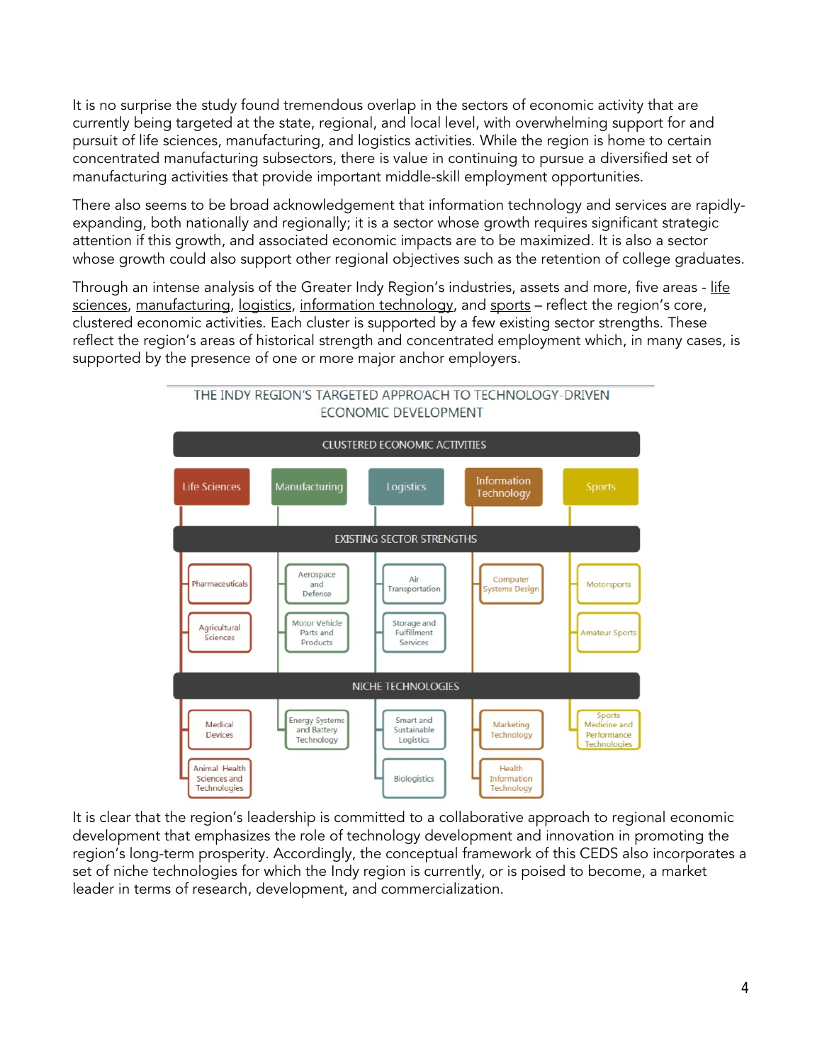It is no surprise the study found tremendous overlap in the sectors of economic activity that are currently being targeted at the state, regional, and local level, with overwhelming support for and pursuit of life sciences, manufacturing, and logistics activities. While the region is home to certain concentrated manufacturing subsectors, there is value in continuing to pursue a diversified set of manufacturing activities that provide important middle-skill employment opportunities.

There also seems to be broad acknowledgement that information technology and services are rapidly-expanding, both nationally and regionally; it is a sector whose growth requires significant strategic attention if this growth, and associated economic impacts are to be maximized. It is also a sector whose growth could also support other regional objectives such as the retention of college graduates.

Through an intense analysis of the Greater Indy Region's industries, assets and more, five areas - life sciences, manufacturing, logistics, information technology, and sports – reflect the region's core, clustered economic activities. Each cluster is supported by a few existing sector strengths. These reflect the region's areas of historical strength and concentrated employment which, in many cases, is supported by the presence of one or more major anchor employers.

THE INDY REGION'S TARGETED APPROACH TO TECHNOLOGY-DRIVEN ECONOMIC DEVELOPMENT

| CLUSTERED ECONOMIC ACTIVITIES | Life Sciences | Manufacturing | Logistics | Information Technology | Sports |
|---|---|---|---|---|---|
| EXISTING SECTOR STRENGTHS | Pharmaceuticals | Aerospace and Defense | Air Transportation | Computer Systems Design | Motorsports |
| | Agricultural Sciences | Motor Vehicle Parts and Products | Storage and Fulfillment Services | | Amateur Sports |
| NICHE TECHNOLOGIES | Medical Devices | Energy Systems and Battery Technology | Smart and Sustainable Logistics | Marketing Technology | Sports Medicine and Performance Technologies |
| | Animal Health Sciences and Technologies | | Biologistics | Health Information Technology | |

It is clear that the region's leadership is committed to a collaborative approach to regional economic development that emphasizes the role of technology development and innovation in promoting the region's long-term prosperity. Accordingly, the conceptual framework of this CEDS also incorporates a set of niche technologies for which the Indy region is currently, or is poised to become, a market leader in terms of research, development, and commercialization.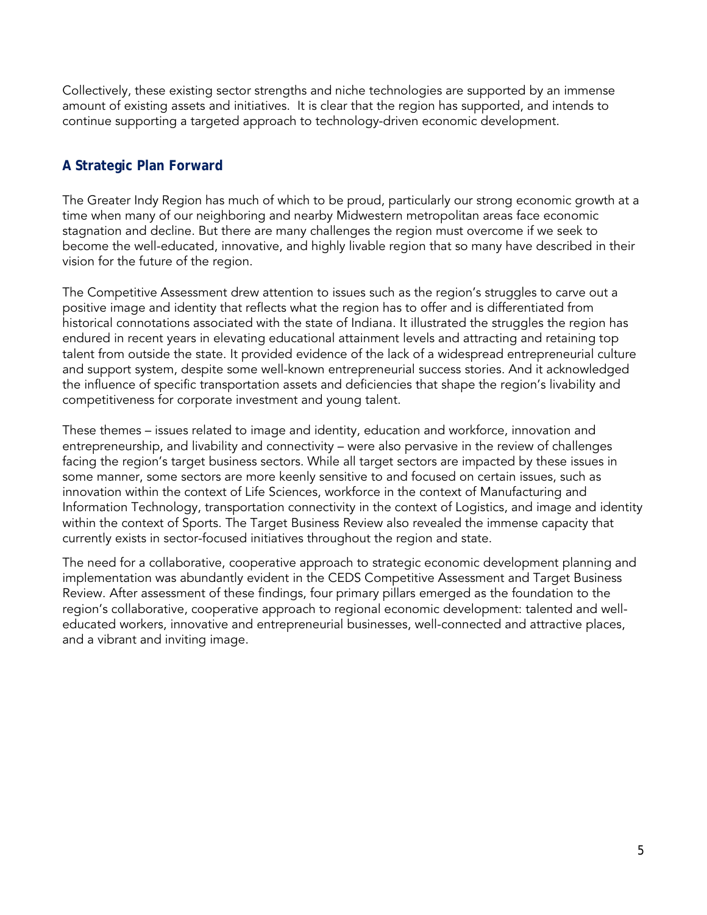Collectively, these existing sector strengths and niche technologies are supported by an immense amount of existing assets and initiatives. It is clear that the region has supported, and intends to continue supporting a targeted approach to technology-driven economic development.

## A Strategic Plan Forward

The Greater Indy Region has much of which to be proud, particularly our strong economic growth at a time when many of our neighboring and nearby Midwestern metropolitan areas face economic stagnation and decline. But there are many challenges the region must overcome if we seek to become the well-educated, innovative, and highly livable region that so many have described in their vision for the future of the region.

The Competitive Assessment drew attention to issues such as the region's struggles to carve out a positive image and identity that reflects what the region has to offer and is differentiated from historical connotations associated with the state of Indiana. It illustrated the struggles the region has endured in recent years in elevating educational attainment levels and attracting and retaining top talent from outside the state. It provided evidence of the lack of a widespread entrepreneurial culture and support system, despite some well-known entrepreneurial success stories. And it acknowledged the influence of specific transportation assets and deficiencies that shape the region's livability and competitiveness for corporate investment and young talent.

These themes – issues related to image and identity, education and workforce, innovation and entrepreneurship, and livability and connectivity – were also pervasive in the review of challenges facing the region's target business sectors. While all target sectors are impacted by these issues in some manner, some sectors are more keenly sensitive to and focused on certain issues, such as innovation within the context of Life Sciences, workforce in the context of Manufacturing and Information Technology, transportation connectivity in the context of Logistics, and image and identity within the context of Sports. The Target Business Review also revealed the immense capacity that currently exists in sector-focused initiatives throughout the region and state.

The need for a collaborative, cooperative approach to strategic economic development planning and implementation was abundantly evident in the CEDS Competitive Assessment and Target Business Review. After assessment of these findings, four primary pillars emerged as the foundation to the region's collaborative, cooperative approach to regional economic development: talented and well-educated workers, innovative and entrepreneurial businesses, well-connected and attractive places, and a vibrant and inviting image.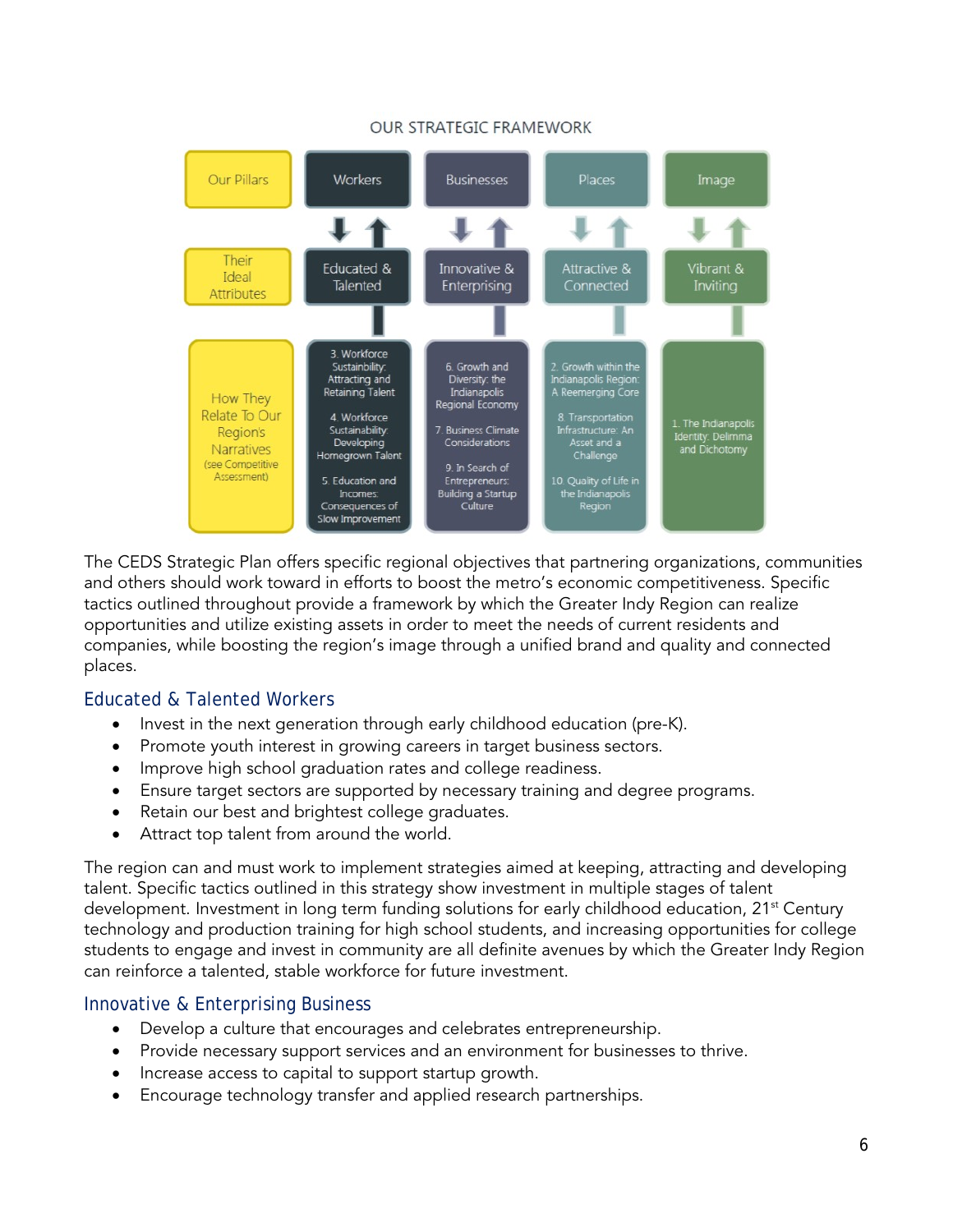OUR STRATEGIC FRAMEWORK

| Our Pillars | Workers | Businesses | Places | Image |
|---|---|---|---|---|
| Their Ideal Attributes | Educated & Talented | Innovative & Enterprising | Attractive & Connected | Vibrant & Inviting |
| How They Relate To Our Region's Narratives (see Competitive Assessment) | 3. Workforce Sustainability: Attracting and Retaining Talent<br>4. Workforce Sustainability: Developing Homegrown Talent<br>5. Education and Incomes: Consequences of Slow Improvement | 6. Growth and Diversity: the Indianapolis Regional Economy<br>7. Business Climate Considerations<br>9. In Search of Entrepreneurs: Building a Startup Culture | 2. Growth within the Indianapolis Region: A Reemerging Core<br>8. Transportation Infrastructure: An Asset and a Challenge<br>10. Quality of Life in the Indianapolis Region | 1. The Indianapolis Identity: Delimma and Dichotomy |

The CEDS Strategic Plan offers specific regional objectives that partnering organizations, communities and others should work toward in efforts to boost the metro's economic competitiveness. Specific tactics outlined throughout provide a framework by which the Greater Indy Region can realize opportunities and utilize existing assets in order to meet the needs of current residents and companies, while boosting the region's image through a unified brand and quality and connected places.

## Educated & Talented Workers

- Invest in the next generation through early childhood education (pre-K).
- Promote youth interest in growing careers in target business sectors.
- Improve high school graduation rates and college readiness.
- Ensure target sectors are supported by necessary training and degree programs.
- Retain our best and brightest college graduates.
- Attract top talent from around the world.

The region can and must work to implement strategies aimed at keeping, attracting and developing talent. Specific tactics outlined in this strategy show investment in multiple stages of talent development. Investment in long term funding solutions for early childhood education, 21st Century technology and production training for high school students, and increasing opportunities for college students to engage and invest in community are all definite avenues by which the Greater Indy Region can reinforce a talented, stable workforce for future investment.

## Innovative & Enterprising Business

- Develop a culture that encourages and celebrates entrepreneurship.
- Provide necessary support services and an environment for businesses to thrive.
- Increase access to capital to support startup growth.
- Encourage technology transfer and applied research partnerships.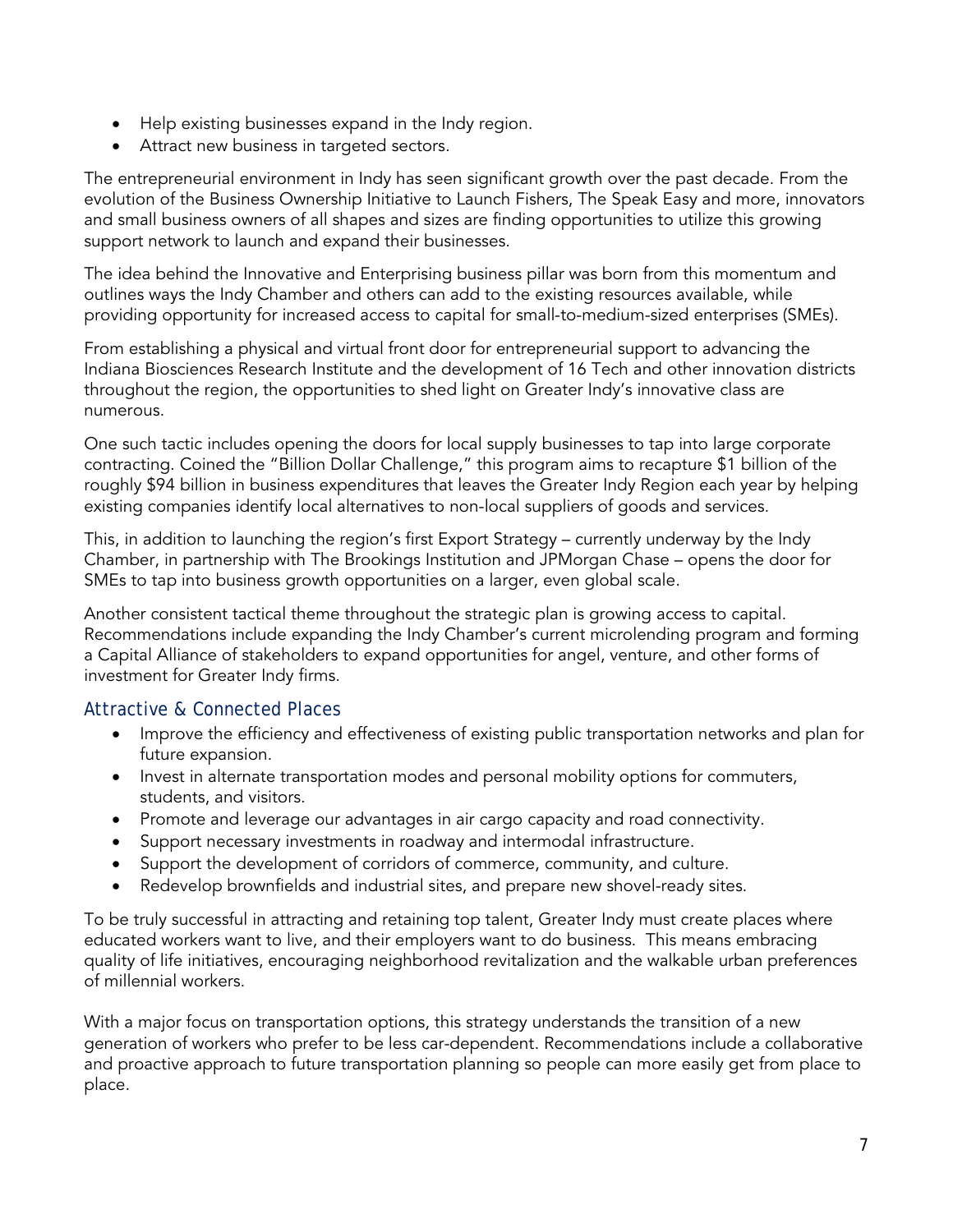- Help existing businesses expand in the Indy region.
- Attract new business in targeted sectors.

The entrepreneurial environment in Indy has seen significant growth over the past decade. From the evolution of the Business Ownership Initiative to Launch Fishers, The Speak Easy and more, innovators and small business owners of all shapes and sizes are finding opportunities to utilize this growing support network to launch and expand their businesses.

The idea behind the Innovative and Enterprising business pillar was born from this momentum and outlines ways the Indy Chamber and others can add to the existing resources available, while providing opportunity for increased access to capital for small-to-medium-sized enterprises (SMEs).

From establishing a physical and virtual front door for entrepreneurial support to advancing the Indiana Biosciences Research Institute and the development of 16 Tech and other innovation districts throughout the region, the opportunities to shed light on Greater Indy's innovative class are numerous.

One such tactic includes opening the doors for local supply businesses to tap into large corporate contracting. Coined the "Billion Dollar Challenge," this program aims to recapture $1 billion of the roughly $94 billion in business expenditures that leaves the Greater Indy Region each year by helping existing companies identify local alternatives to non-local suppliers of goods and services.

This, in addition to launching the region's first Export Strategy – currently underway by the Indy Chamber, in partnership with The Brookings Institution and JPMorgan Chase – opens the door for SMEs to tap into business growth opportunities on a larger, even global scale.

Another consistent tactical theme throughout the strategic plan is growing access to capital. Recommendations include expanding the Indy Chamber's current microlending program and forming a Capital Alliance of stakeholders to expand opportunities for angel, venture, and other forms of investment for Greater Indy firms.

## Attractive & Connected Places

- Improve the efficiency and effectiveness of existing public transportation networks and plan for future expansion.
- Invest in alternate transportation modes and personal mobility options for commuters, students, and visitors.
- Promote and leverage our advantages in air cargo capacity and road connectivity.
- Support necessary investments in roadway and intermodal infrastructure.
- Support the development of corridors of commerce, community, and culture.
- Redevelop brownfields and industrial sites, and prepare new shovel-ready sites.

To be truly successful in attracting and retaining top talent, Greater Indy must create places where educated workers want to live, and their employers want to do business. This means embracing quality of life initiatives, encouraging neighborhood revitalization and the walkable urban preferences of millennial workers.

With a major focus on transportation options, this strategy understands the transition of a new generation of workers who prefer to be less car-dependent. Recommendations include a collaborative and proactive approach to future transportation planning so people can more easily get from place to place.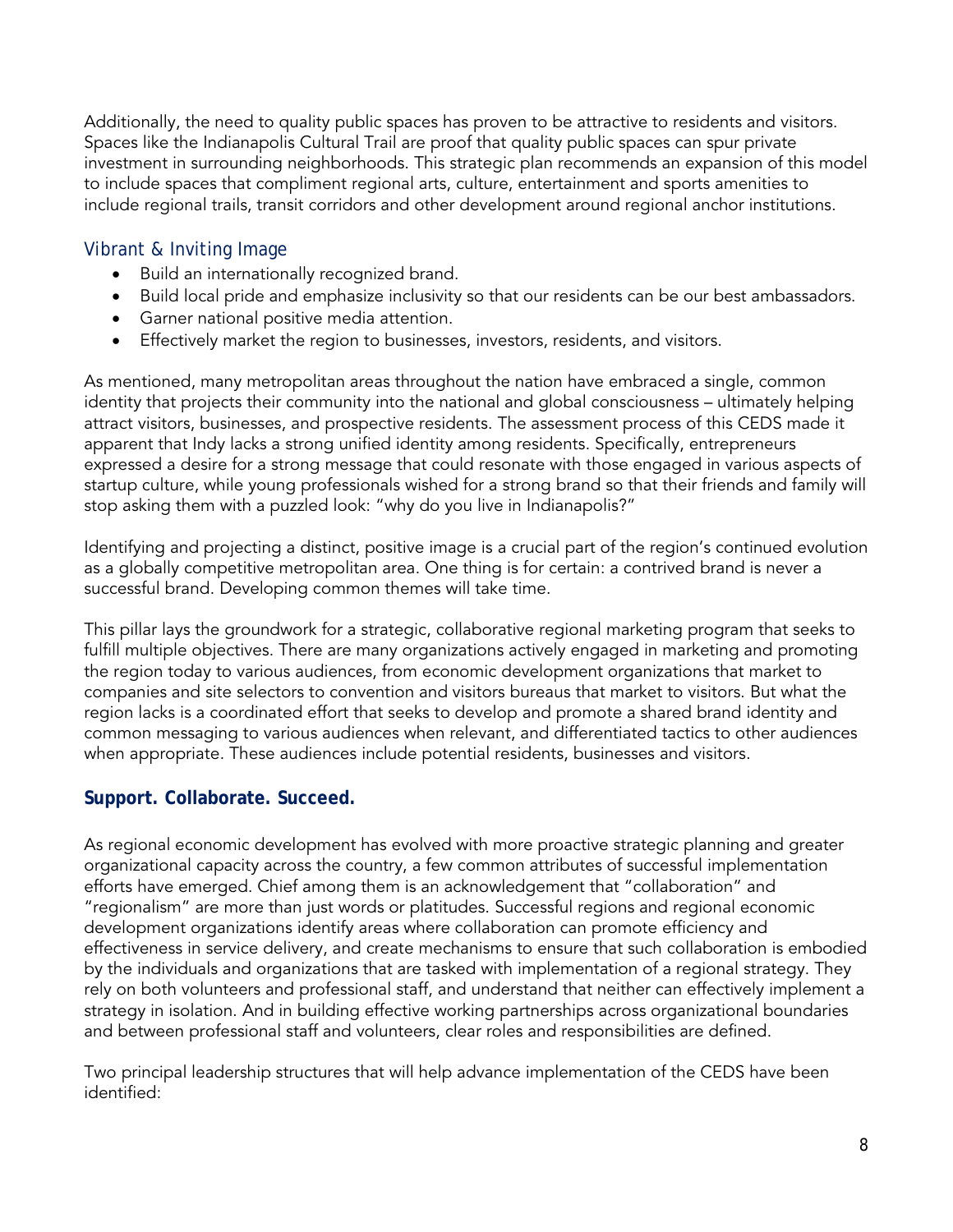Additionally, the need to quality public spaces has proven to be attractive to residents and visitors. Spaces like the Indianapolis Cultural Trail are proof that quality public spaces can spur private investment in surrounding neighborhoods. This strategic plan recommends an expansion of this model to include spaces that compliment regional arts, culture, entertainment and sports amenities to include regional trails, transit corridors and other development around regional anchor institutions.

### Vibrant & Inviting Image

- Build an internationally recognized brand.
- Build local pride and emphasize inclusivity so that our residents can be our best ambassadors.
- Garner national positive media attention.
- Effectively market the region to businesses, investors, residents, and visitors.

As mentioned, many metropolitan areas throughout the nation have embraced a single, common identity that projects their community into the national and global consciousness – ultimately helping attract visitors, businesses, and prospective residents. The assessment process of this CEDS made it apparent that Indy lacks a strong unified identity among residents. Specifically, entrepreneurs expressed a desire for a strong message that could resonate with those engaged in various aspects of startup culture, while young professionals wished for a strong brand so that their friends and family will stop asking them with a puzzled look: "why do you live in Indianapolis?"

Identifying and projecting a distinct, positive image is a crucial part of the region's continued evolution as a globally competitive metropolitan area. One thing is for certain: a contrived brand is never a successful brand. Developing common themes will take time.

This pillar lays the groundwork for a strategic, collaborative regional marketing program that seeks to fulfill multiple objectives. There are many organizations actively engaged in marketing and promoting the region today to various audiences, from economic development organizations that market to companies and site selectors to convention and visitors bureaus that market to visitors. But what the region lacks is a coordinated effort that seeks to develop and promote a shared brand identity and common messaging to various audiences when relevant, and differentiated tactics to other audiences when appropriate. These audiences include potential residents, businesses and visitors.

## Support. Collaborate. Succeed.

As regional economic development has evolved with more proactive strategic planning and greater organizational capacity across the country, a few common attributes of successful implementation efforts have emerged. Chief among them is an acknowledgement that "collaboration" and "regionalism" are more than just words or platitudes. Successful regions and regional economic development organizations identify areas where collaboration can promote efficiency and effectiveness in service delivery, and create mechanisms to ensure that such collaboration is embodied by the individuals and organizations that are tasked with implementation of a regional strategy. They rely on both volunteers and professional staff, and understand that neither can effectively implement a strategy in isolation. And in building effective working partnerships across organizational boundaries and between professional staff and volunteers, clear roles and responsibilities are defined.

Two principal leadership structures that will help advance implementation of the CEDS have been identified: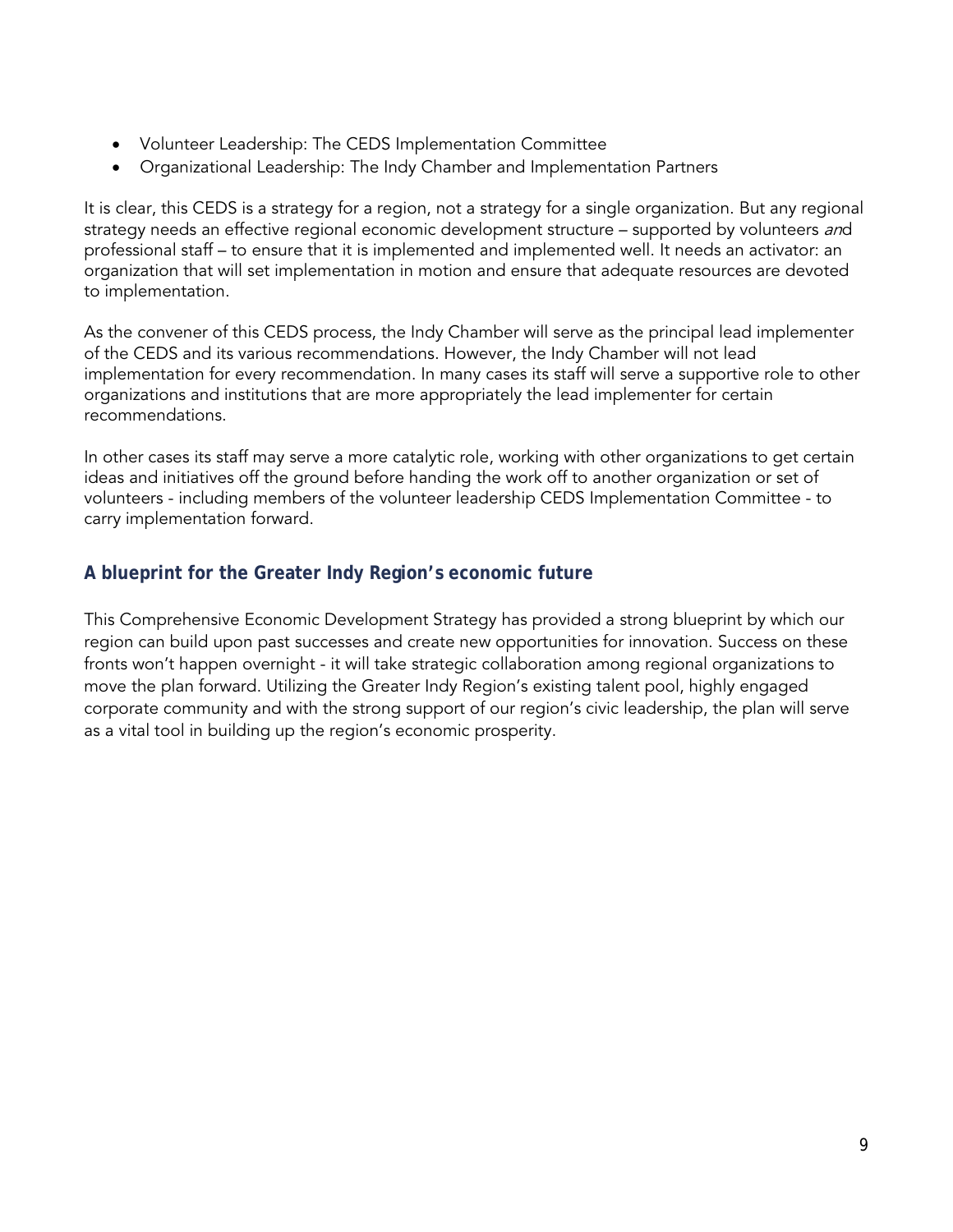- Volunteer Leadership: The CEDS Implementation Committee
- Organizational Leadership: The Indy Chamber and Implementation Partners

It is clear, this CEDS is a strategy for a region, not a strategy for a single organization. But any regional strategy needs an effective regional economic development structure – supported by volunteers *an*d professional staff – to ensure that it is implemented and implemented well. It needs an activator: an organization that will set implementation in motion and ensure that adequate resources are devoted to implementation.

As the convener of this CEDS process, the Indy Chamber will serve as the principal lead implementer of the CEDS and its various recommendations. However, the Indy Chamber will not lead implementation for every recommendation. In many cases its staff will serve a supportive role to other organizations and institutions that are more appropriately the lead implementer for certain recommendations.

In other cases its staff may serve a more catalytic role, working with other organizations to get certain ideas and initiatives off the ground before handing the work off to another organization or set of volunteers - including members of the volunteer leadership CEDS Implementation Committee - to carry implementation forward.

## A blueprint for the Greater Indy Region's economic future

This Comprehensive Economic Development Strategy has provided a strong blueprint by which our region can build upon past successes and create new opportunities for innovation. Success on these fronts won't happen overnight - it will take strategic collaboration among regional organizations to move the plan forward. Utilizing the Greater Indy Region's existing talent pool, highly engaged corporate community and with the strong support of our region's civic leadership, the plan will serve as a vital tool in building up the region's economic prosperity.